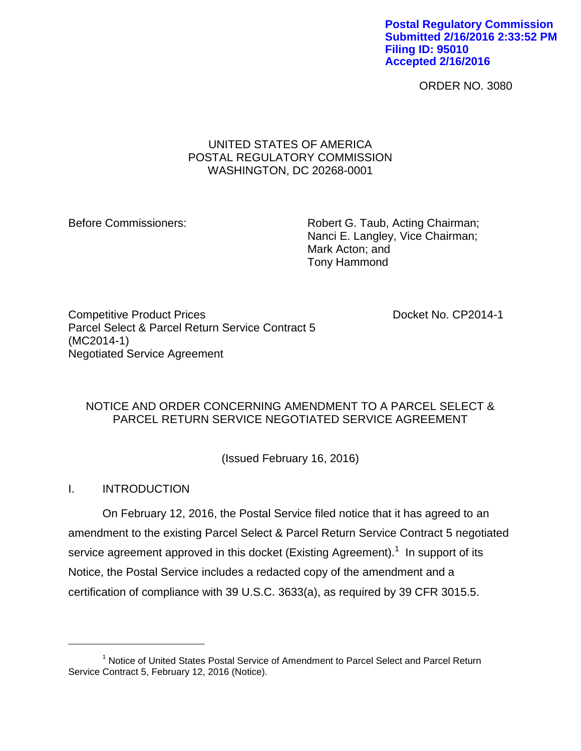Postal Regulatory Commission
Submitted 2/16/2016 2:33:52 PM
Filing ID: 95010
Accepted 2/16/2016

ORDER NO. 3080

UNITED STATES OF AMERICA
POSTAL REGULATORY COMMISSION
WASHINGTON, DC 20268-0001

Before Commissioners:

Robert G. Taub, Acting Chairman;
Nanci E. Langley, Vice Chairman;
Mark Acton; and
Tony Hammond

Competitive Product Prices
Parcel Select & Parcel Return Service Contract 5
(MC2014-1)
Negotiated Service Agreement

Docket No. CP2014-1

NOTICE AND ORDER CONCERNING AMENDMENT TO A PARCEL SELECT & PARCEL RETURN SERVICE NEGOTIATED SERVICE AGREEMENT

(Issued February 16, 2016)

## I. INTRODUCTION

On February 12, 2016, the Postal Service filed notice that it has agreed to an amendment to the existing Parcel Select & Parcel Return Service Contract 5 negotiated service agreement approved in this docket (Existing Agreement).[1] In support of its Notice, the Postal Service includes a redacted copy of the amendment and a certification of compliance with 39 U.S.C. 3633(a), as required by 39 CFR 3015.5.

---

[1] Notice of United States Postal Service of Amendment to Parcel Select and Parcel Return Service Contract 5, February 12, 2016 (Notice).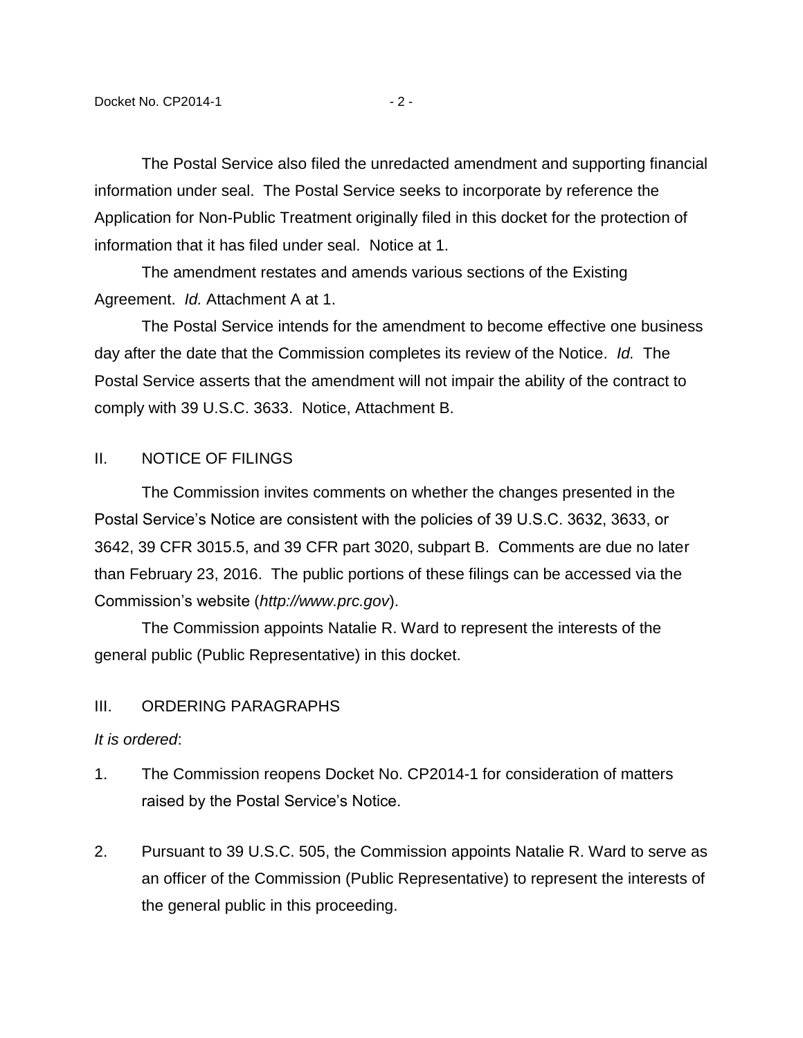The Postal Service also filed the unredacted amendment and supporting financial information under seal. The Postal Service seeks to incorporate by reference the Application for Non-Public Treatment originally filed in this docket for the protection of information that it has filed under seal. Notice at 1.

The amendment restates and amends various sections of the Existing Agreement. *Id.* Attachment A at 1.

The Postal Service intends for the amendment to become effective one business day after the date that the Commission completes its review of the Notice. *Id.* The Postal Service asserts that the amendment will not impair the ability of the contract to comply with 39 U.S.C. 3633. Notice, Attachment B.

## II. NOTICE OF FILINGS

The Commission invites comments on whether the changes presented in the Postal Service's Notice are consistent with the policies of 39 U.S.C. 3632, 3633, or 3642, 39 CFR 3015.5, and 39 CFR part 3020, subpart B. Comments are due no later than February 23, 2016. The public portions of these filings can be accessed via the Commission's website (*http://www.prc.gov*).

The Commission appoints Natalie R. Ward to represent the interests of the general public (Public Representative) in this docket.

## III. ORDERING PARAGRAPHS

*It is ordered*:

1. The Commission reopens Docket No. CP2014-1 for consideration of matters raised by the Postal Service's Notice.

2. Pursuant to 39 U.S.C. 505, the Commission appoints Natalie R. Ward to serve as an officer of the Commission (Public Representative) to represent the interests of the general public in this proceeding.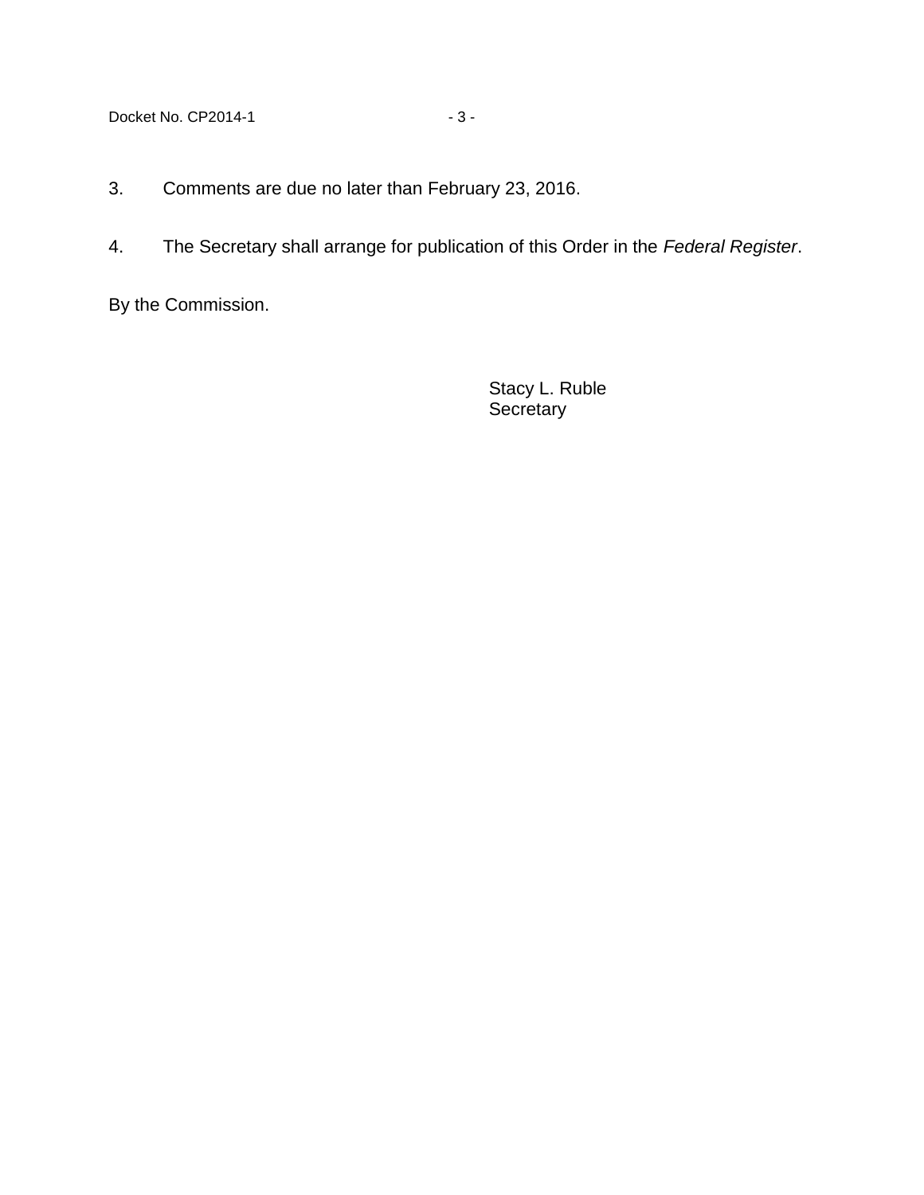3. Comments are due no later than February 23, 2016.

4. The Secretary shall arrange for publication of this Order in the *Federal Register*.

By the Commission.

Stacy L. Ruble
Secretary